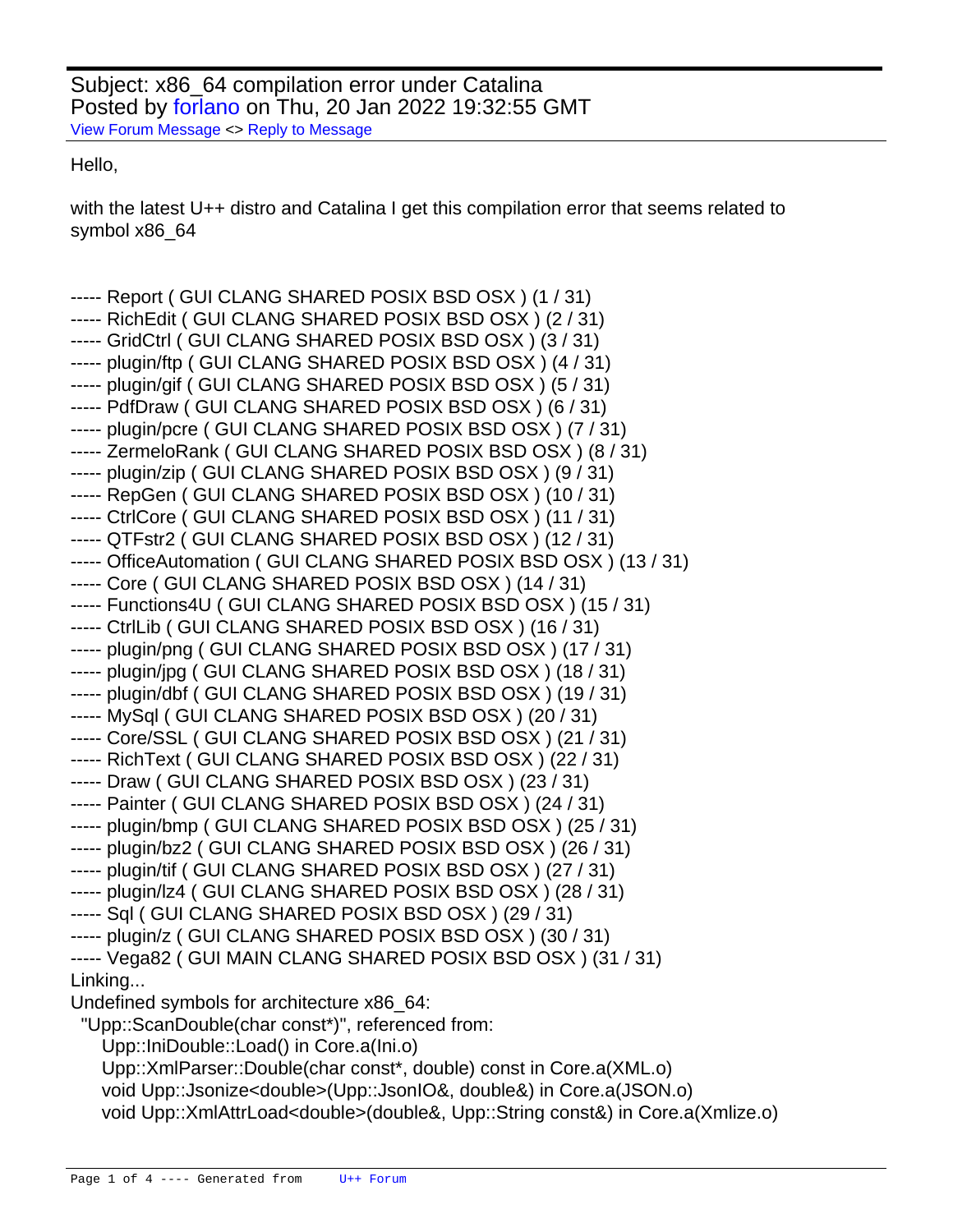Subject: x86_64 compilation error under Catalina
Posted by forlano on Thu, 20 Jan 2022 19:32:55 GMT
View Forum Message <> Reply to Message

Hello,

with the latest U++ distro and Catalina I get this compilation error that seems related to symbol x86_64

```
----- Report ( GUI CLANG SHARED POSIX BSD OSX ) (1 / 31)
----- RichEdit ( GUI CLANG SHARED POSIX BSD OSX ) (2 / 31)
----- GridCtrl ( GUI CLANG SHARED POSIX BSD OSX ) (3 / 31)
----- plugin/ftp ( GUI CLANG SHARED POSIX BSD OSX ) (4 / 31)
----- plugin/gif ( GUI CLANG SHARED POSIX BSD OSX ) (5 / 31)
----- PdfDraw ( GUI CLANG SHARED POSIX BSD OSX ) (6 / 31)
----- plugin/pcre ( GUI CLANG SHARED POSIX BSD OSX ) (7 / 31)
----- ZermeloRank ( GUI CLANG SHARED POSIX BSD OSX ) (8 / 31)
----- plugin/zip ( GUI CLANG SHARED POSIX BSD OSX ) (9 / 31)
----- RepGen ( GUI CLANG SHARED POSIX BSD OSX ) (10 / 31)
----- CtrlCore ( GUI CLANG SHARED POSIX BSD OSX ) (11 / 31)
----- QTFstr2 ( GUI CLANG SHARED POSIX BSD OSX ) (12 / 31)
----- OfficeAutomation ( GUI CLANG SHARED POSIX BSD OSX ) (13 / 31)
----- Core ( GUI CLANG SHARED POSIX BSD OSX ) (14 / 31)
----- Functions4U ( GUI CLANG SHARED POSIX BSD OSX ) (15 / 31)
----- CtrlLib ( GUI CLANG SHARED POSIX BSD OSX ) (16 / 31)
----- plugin/png ( GUI CLANG SHARED POSIX BSD OSX ) (17 / 31)
----- plugin/jpg ( GUI CLANG SHARED POSIX BSD OSX ) (18 / 31)
----- plugin/dbf ( GUI CLANG SHARED POSIX BSD OSX ) (19 / 31)
----- MySql ( GUI CLANG SHARED POSIX BSD OSX ) (20 / 31)
----- Core/SSL ( GUI CLANG SHARED POSIX BSD OSX ) (21 / 31)
----- RichText ( GUI CLANG SHARED POSIX BSD OSX ) (22 / 31)
----- Draw ( GUI CLANG SHARED POSIX BSD OSX ) (23 / 31)
----- Painter ( GUI CLANG SHARED POSIX BSD OSX ) (24 / 31)
----- plugin/bmp ( GUI CLANG SHARED POSIX BSD OSX ) (25 / 31)
----- plugin/bz2 ( GUI CLANG SHARED POSIX BSD OSX ) (26 / 31)
----- plugin/tif ( GUI CLANG SHARED POSIX BSD OSX ) (27 / 31)
----- plugin/lz4 ( GUI CLANG SHARED POSIX BSD OSX ) (28 / 31)
----- Sql ( GUI CLANG SHARED POSIX BSD OSX ) (29 / 31)
----- plugin/z ( GUI CLANG SHARED POSIX BSD OSX ) (30 / 31)
----- Vega82 ( GUI MAIN CLANG SHARED POSIX BSD OSX ) (31 / 31)
Linking...
Undefined symbols for architecture x86_64:
  "Upp::ScanDouble(char const*)", referenced from:
     Upp::IniDouble::Load() in Core.a(Ini.o)
     Upp::XmlParser::Double(char const*, double) const in Core.a(XML.o)
     void Upp::Jsonize<double>(Upp::JsonIO&, double&) in Core.a(JSON.o)
     void Upp::XmlAttrLoad<double>(double&, Upp::String const&) in Core.a(Xmlize.o)
```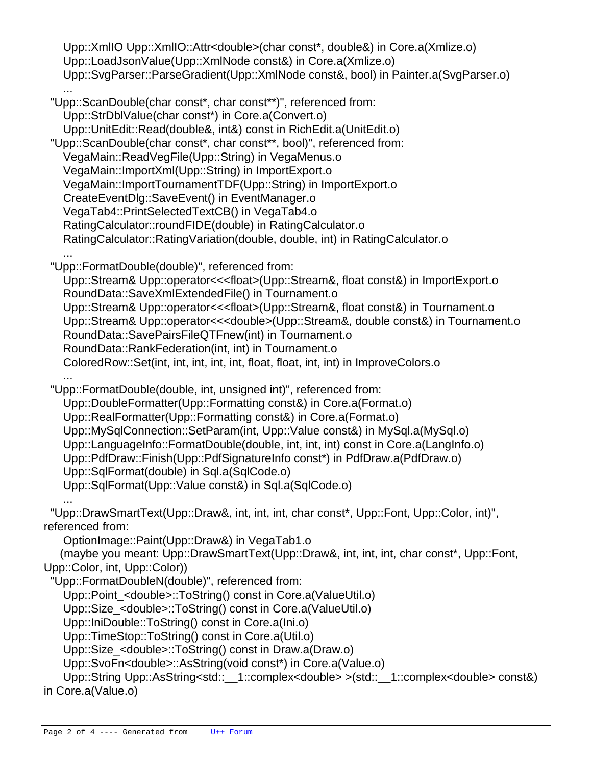```
    Upp::XmlIO Upp::XmlIO::Attr<double>(char const*, double&) in Core.a(Xmlize.o)
    Upp::LoadJsonValue(Upp::XmlNode const&) in Core.a(Xmlize.o)
    Upp::SvgParser::ParseGradient(Upp::XmlNode const&, bool) in Painter.a(SvgParser.o)
    ...
  "Upp::ScanDouble(char const*, char const**)", referenced from:
    Upp::StrDblValue(char const*) in Core.a(Convert.o)
    Upp::UnitEdit::Read(double&, int&) const in RichEdit.a(UnitEdit.o)
  "Upp::ScanDouble(char const*, char const**, bool)", referenced from:
    VegaMain::ReadVegFile(Upp::String) in VegaMenus.o
    VegaMain::ImportXml(Upp::String) in ImportExport.o
    VegaMain::ImportTournamentTDF(Upp::String) in ImportExport.o
    CreateEventDlg::SaveEvent() in EventManager.o
    VegaTab4::PrintSelectedTextCB() in VegaTab4.o
    RatingCalculator::roundFIDE(double) in RatingCalculator.o
    RatingCalculator::RatingVariation(double, double, int) in RatingCalculator.o
    ...
  "Upp::FormatDouble(double)", referenced from:
    Upp::Stream& Upp::operator<<<float>(Upp::Stream&, float const&) in ImportExport.o
    RoundData::SaveXmlExtendedFile() in Tournament.o
    Upp::Stream& Upp::operator<<<float>(Upp::Stream&, float const&) in Tournament.o
    Upp::Stream& Upp::operator<<<double>(Upp::Stream&, double const&) in Tournament.o
    RoundData::SavePairsFileQTFnew(int) in Tournament.o
    RoundData::RankFederation(int, int) in Tournament.o
    ColoredRow::Set(int, int, int, int, int, float, float, int, int) in ImproveColors.o
    ...
  "Upp::FormatDouble(double, int, unsigned int)", referenced from:
    Upp::DoubleFormatter(Upp::Formatting const&) in Core.a(Format.o)
    Upp::RealFormatter(Upp::Formatting const&) in Core.a(Format.o)
    Upp::MySqlConnection::SetParam(int, Upp::Value const&) in MySql.a(MySql.o)
    Upp::LanguageInfo::FormatDouble(double, int, int, int) const in Core.a(LangInfo.o)
    Upp::PdfDraw::Finish(Upp::PdfSignatureInfo const*) in PdfDraw.a(PdfDraw.o)
    Upp::SqlFormat(double) in Sql.a(SqlCode.o)
    Upp::SqlFormat(Upp::Value const&) in Sql.a(SqlCode.o)
    ...
  "Upp::DrawSmartText(Upp::Draw&, int, int, int, char const*, Upp::Font, Upp::Color, int)",
referenced from:
    OptionImage::Paint(Upp::Draw&) in VegaTab1.o
   (maybe you meant: Upp::DrawSmartText(Upp::Draw&, int, int, int, char const*, Upp::Font,
Upp::Color, int, Upp::Color))
  "Upp::FormatDoubleN(double)", referenced from:
    Upp::Point_<double>::ToString() const in Core.a(ValueUtil.o)
    Upp::Size_<double>::ToString() const in Core.a(ValueUtil.o)
    Upp::IniDouble::ToString() const in Core.a(Ini.o)
    Upp::TimeStop::ToString() const in Core.a(Util.o)
    Upp::Size_<double>::ToString() const in Draw.a(Draw.o)
    Upp::SvoFn<double>::AsString(void const*) in Core.a(Value.o)
    Upp::String Upp::AsString<std::__1::complex<double> >(std::__1::complex<double> const&)
in Core.a(Value.o)
```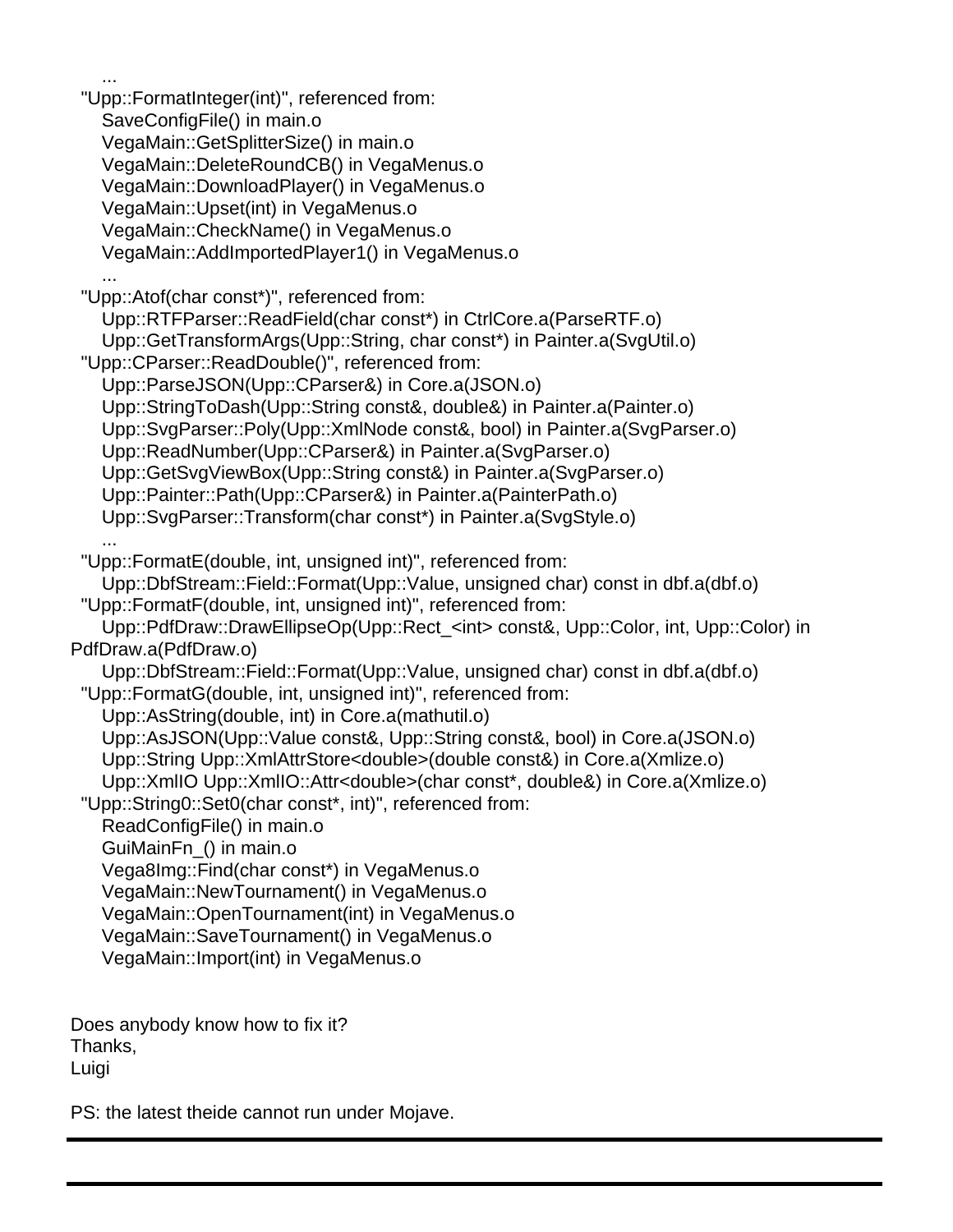```
    ...
  "Upp::FormatInteger(int)", referenced from:
    SaveConfigFile() in main.o
    VegaMain::GetSplitterSize() in main.o
    VegaMain::DeleteRoundCB() in VegaMenus.o
    VegaMain::DownloadPlayer() in VegaMenus.o
    VegaMain::Upset(int) in VegaMenus.o
    VegaMain::CheckName() in VegaMenus.o
    VegaMain::AddImportedPlayer1() in VegaMenus.o
    ...
  "Upp::Atof(char const*)", referenced from:
    Upp::RTFParser::ReadField(char const*) in CtrlCore.a(ParseRTF.o)
    Upp::GetTransformArgs(Upp::String, char const*) in Painter.a(SvgUtil.o)
  "Upp::CParser::ReadDouble()", referenced from:
    Upp::ParseJSON(Upp::CParser&) in Core.a(JSON.o)
    Upp::StringToDash(Upp::String const&, double&) in Painter.a(Painter.o)
    Upp::SvgParser::Poly(Upp::XmlNode const&, bool) in Painter.a(SvgParser.o)
    Upp::ReadNumber(Upp::CParser&) in Painter.a(SvgParser.o)
    Upp::GetSvgViewBox(Upp::String const&) in Painter.a(SvgParser.o)
    Upp::Painter::Path(Upp::CParser&) in Painter.a(PainterPath.o)
    Upp::SvgParser::Transform(char const*) in Painter.a(SvgStyle.o)
    ...
  "Upp::FormatE(double, int, unsigned int)", referenced from:
    Upp::DbfStream::Field::Format(Upp::Value, unsigned char) const in dbf.a(dbf.o)
  "Upp::FormatF(double, int, unsigned int)", referenced from:
    Upp::PdfDraw::DrawEllipseOp(Upp::Rect_<int> const&, Upp::Color, int, Upp::Color) in
PdfDraw.a(PdfDraw.o)
    Upp::DbfStream::Field::Format(Upp::Value, unsigned char) const in dbf.a(dbf.o)
  "Upp::FormatG(double, int, unsigned int)", referenced from:
    Upp::AsString(double, int) in Core.a(mathutil.o)
    Upp::AsJSON(Upp::Value const&, Upp::String const&, bool) in Core.a(JSON.o)
    Upp::String Upp::XmlAttrStore<double>(double const&) in Core.a(Xmlize.o)
    Upp::XmlIO Upp::XmlIO::Attr<double>(char const*, double&) in Core.a(Xmlize.o)
  "Upp::String0::Set0(char const*, int)", referenced from:
    ReadConfigFile() in main.o
    GuiMainFn_() in main.o
    Vega8Img::Find(char const*) in VegaMenus.o
    VegaMain::NewTournament() in VegaMenus.o
    VegaMain::OpenTournament(int) in VegaMenus.o
    VegaMain::SaveTournament() in VegaMenus.o
    VegaMain::Import(int) in VegaMenus.o
```

Does anybody know how to fix it?
Thanks,
Luigi

PS: the latest theide cannot run under Mojave.

---

---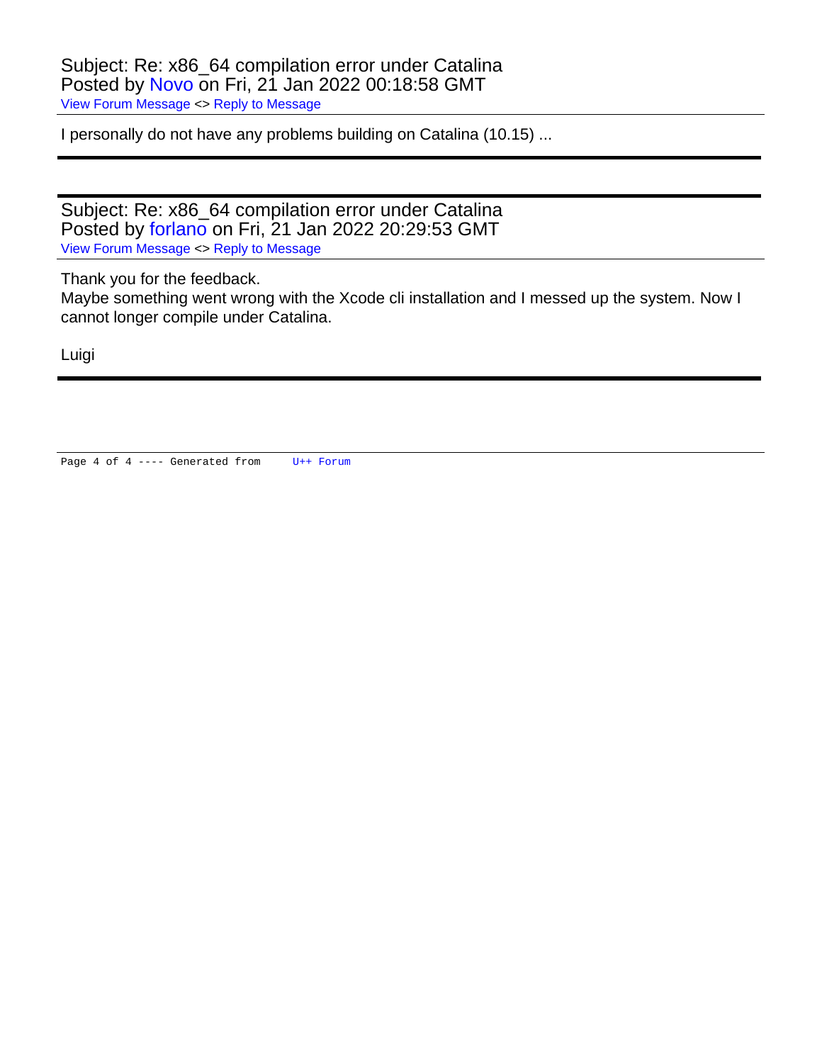Subject: Re: x86_64 compilation error under Catalina
Posted by Novo on Fri, 21 Jan 2022 00:18:58 GMT
View Forum Message <> Reply to Message

I personally do not have any problems building on Catalina (10.15) ...

---

Subject: Re: x86_64 compilation error under Catalina
Posted by forlano on Fri, 21 Jan 2022 20:29:53 GMT
View Forum Message <> Reply to Message

Thank you for the feedback.
Maybe something went wrong with the Xcode cli installation and I messed up the system. Now I cannot longer compile under Catalina.

Luigi